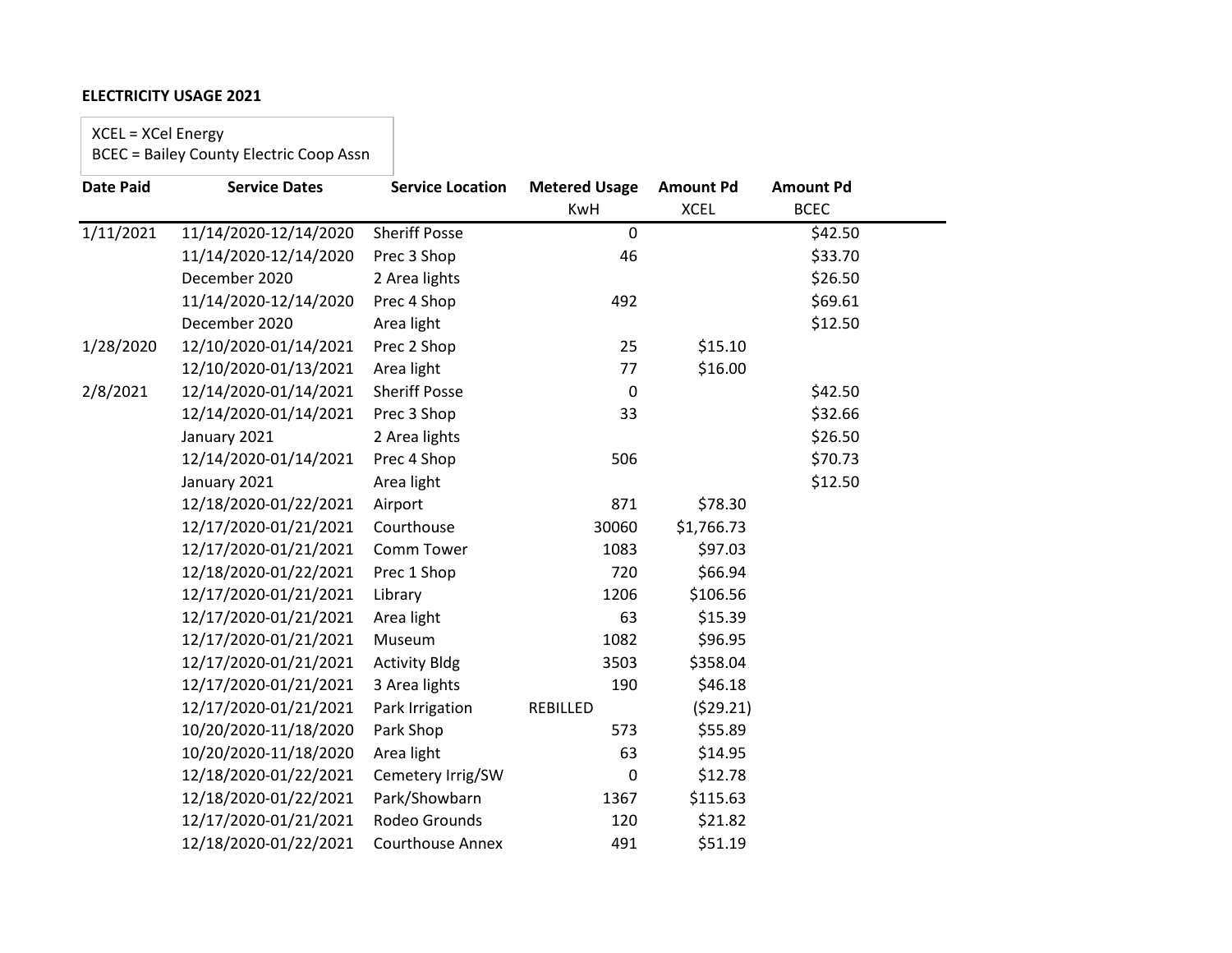**ELECTRICITY USAGE 2021**

XCEL = XCel Energy
BCEC = Bailey County Electric Coop Assn

| Date Paid | Service Dates | Service Location | Metered Usage KwH | Amount Pd XCEL | Amount Pd BCEC |
|---|---|---|---|---|---|
| 1/11/2021 | 11/14/2020-12/14/2020 | Sheriff Posse | 0 | | $42.50 |
| | 11/14/2020-12/14/2020 | Prec 3 Shop | 46 | | $33.70 |
| | December 2020 | 2 Area lights | | | $26.50 |
| | 11/14/2020-12/14/2020 | Prec 4 Shop | 492 | | $69.61 |
| | December 2020 | Area light | | | $12.50 |
| 1/28/2020 | 12/10/2020-01/14/2021 | Prec 2 Shop | 25 | $15.10 | |
| | 12/10/2020-01/13/2021 | Area light | 77 | $16.00 | |
| 2/8/2021 | 12/14/2020-01/14/2021 | Sheriff Posse | 0 | | $42.50 |
| | 12/14/2020-01/14/2021 | Prec 3 Shop | 33 | | $32.66 |
| | January 2021 | 2 Area lights | | | $26.50 |
| | 12/14/2020-01/14/2021 | Prec 4 Shop | 506 | | $70.73 |
| | January 2021 | Area light | | | $12.50 |
| | 12/18/2020-01/22/2021 | Airport | 871 | $78.30 | |
| | 12/17/2020-01/21/2021 | Courthouse | 30060 | $1,766.73 | |
| | 12/17/2020-01/21/2021 | Comm Tower | 1083 | $97.03 | |
| | 12/18/2020-01/22/2021 | Prec 1 Shop | 720 | $66.94 | |
| | 12/17/2020-01/21/2021 | Library | 1206 | $106.56 | |
| | 12/17/2020-01/21/2021 | Area light | 63 | $15.39 | |
| | 12/17/2020-01/21/2021 | Museum | 1082 | $96.95 | |
| | 12/17/2020-01/21/2021 | Activity Bldg | 3503 | $358.04 | |
| | 12/17/2020-01/21/2021 | 3 Area lights | 190 | $46.18 | |
| | 12/17/2020-01/21/2021 | Park Irrigation | REBILLED | ($29.21) | |
| | 10/20/2020-11/18/2020 | Park Shop | 573 | $55.89 | |
| | 10/20/2020-11/18/2020 | Area light | 63 | $14.95 | |
| | 12/18/2020-01/22/2021 | Cemetery Irrig/SW | 0 | $12.78 | |
| | 12/18/2020-01/22/2021 | Park/Showbarn | 1367 | $115.63 | |
| | 12/17/2020-01/21/2021 | Rodeo Grounds | 120 | $21.82 | |
| | 12/18/2020-01/22/2021 | Courthouse Annex | 491 | $51.19 | |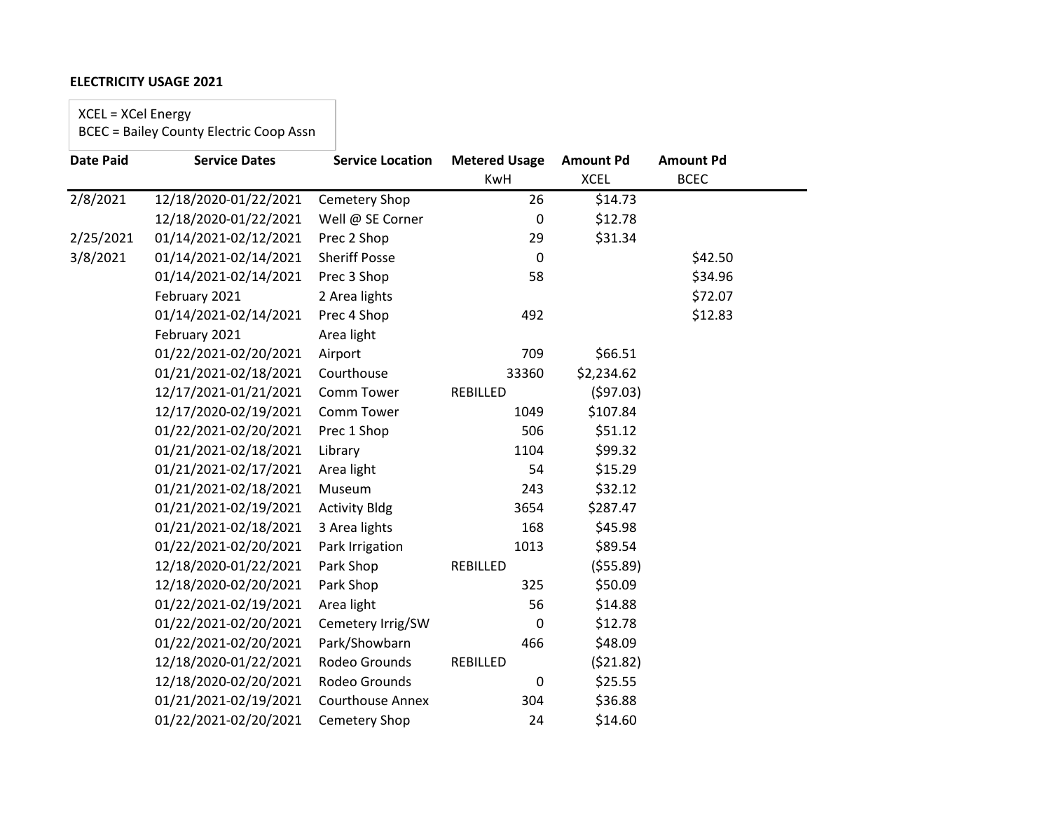**ELECTRICITY USAGE 2021**

XCEL = XCel Energy
BCEC = Bailey County Electric Coop Assn

| Date Paid | Service Dates | Service Location | Metered Usage KwH | Amount Pd XCEL | Amount Pd BCEC |
|---|---|---|---|---|---|
| 2/8/2021 | 12/18/2020-01/22/2021 | Cemetery Shop | 26 | $14.73 | |
| | 12/18/2020-01/22/2021 | Well @ SE Corner | 0 | $12.78 | |
| 2/25/2021 | 01/14/2021-02/12/2021 | Prec 2 Shop | 29 | $31.34 | |
| 3/8/2021 | 01/14/2021-02/14/2021 | Sheriff Posse | 0 | | $42.50 |
| | 01/14/2021-02/14/2021 | Prec 3 Shop | 58 | | $34.96 |
| | February 2021 | 2 Area lights | | | $72.07 |
| | 01/14/2021-02/14/2021 | Prec 4 Shop | 492 | | $12.83 |
| | February 2021 | Area light | | | |
| | 01/22/2021-02/20/2021 | Airport | 709 | $66.51 | |
| | 01/21/2021-02/18/2021 | Courthouse | 33360 | $2,234.62 | |
| | 12/17/2021-01/21/2021 | Comm Tower | REBILLED | ($97.03) | |
| | 12/17/2020-02/19/2021 | Comm Tower | 1049 | $107.84 | |
| | 01/22/2021-02/20/2021 | Prec 1 Shop | 506 | $51.12 | |
| | 01/21/2021-02/18/2021 | Library | 1104 | $99.32 | |
| | 01/21/2021-02/17/2021 | Area light | 54 | $15.29 | |
| | 01/21/2021-02/18/2021 | Museum | 243 | $32.12 | |
| | 01/21/2021-02/19/2021 | Activity Bldg | 3654 | $287.47 | |
| | 01/21/2021-02/18/2021 | 3 Area lights | 168 | $45.98 | |
| | 01/22/2021-02/20/2021 | Park Irrigation | 1013 | $89.54 | |
| | 12/18/2020-01/22/2021 | Park Shop | REBILLED | ($55.89) | |
| | 12/18/2020-02/20/2021 | Park Shop | 325 | $50.09 | |
| | 01/22/2021-02/19/2021 | Area light | 56 | $14.88 | |
| | 01/22/2021-02/20/2021 | Cemetery Irrig/SW | 0 | $12.78 | |
| | 01/22/2021-02/20/2021 | Park/Showbarn | 466 | $48.09 | |
| | 12/18/2020-01/22/2021 | Rodeo Grounds | REBILLED | ($21.82) | |
| | 12/18/2020-02/20/2021 | Rodeo Grounds | 0 | $25.55 | |
| | 01/21/2021-02/19/2021 | Courthouse Annex | 304 | $36.88 | |
| | 01/22/2021-02/20/2021 | Cemetery Shop | 24 | $14.60 | |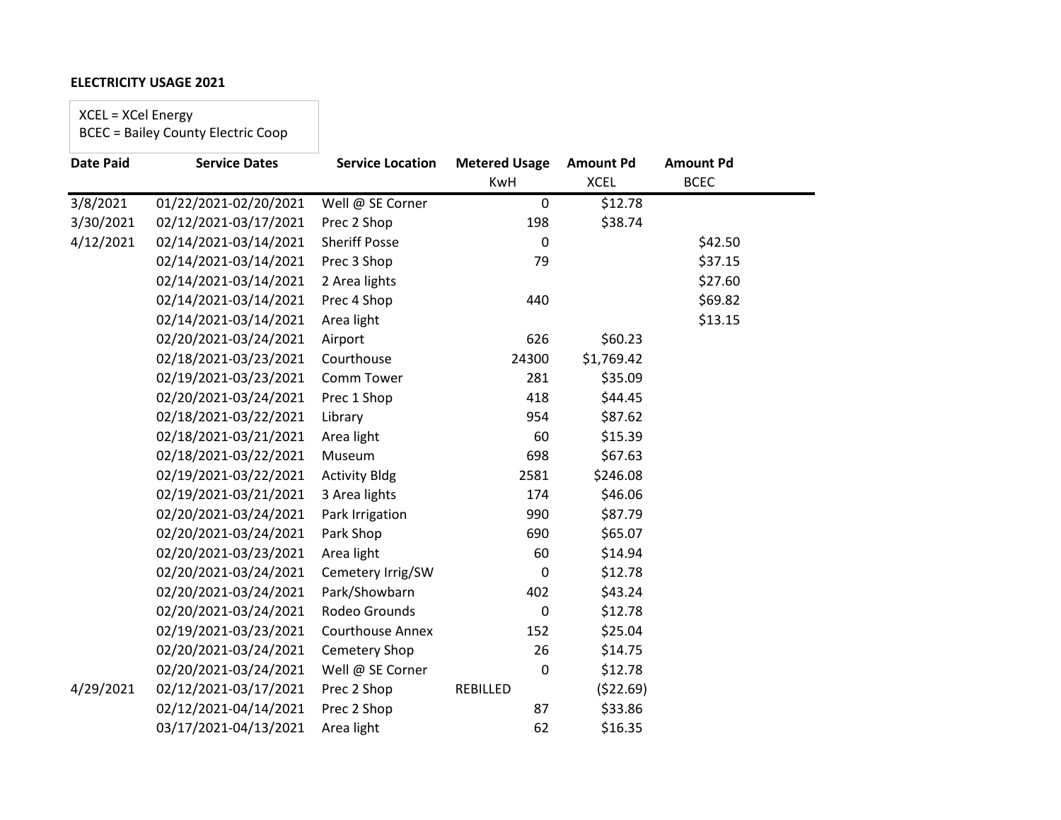**ELECTRICITY USAGE 2021**

XCEL = XCel Energy
BCEC = Bailey County Electric Coop

| Date Paid | Service Dates | Service Location | Metered Usage KwH | Amount Pd XCEL | Amount Pd BCEC |
|---|---|---|---|---|---|
| 3/8/2021 | 01/22/2021-02/20/2021 | Well @ SE Corner | 0 | $12.78 | |
| 3/30/2021 | 02/12/2021-03/17/2021 | Prec 2 Shop | 198 | $38.74 | |
| 4/12/2021 | 02/14/2021-03/14/2021 | Sheriff Posse | 0 | | $42.50 |
| | 02/14/2021-03/14/2021 | Prec 3 Shop | 79 | | $37.15 |
| | 02/14/2021-03/14/2021 | 2 Area lights | | | $27.60 |
| | 02/14/2021-03/14/2021 | Prec 4 Shop | 440 | | $69.82 |
| | 02/14/2021-03/14/2021 | Area light | | | $13.15 |
| | 02/20/2021-03/24/2021 | Airport | 626 | $60.23 | |
| | 02/18/2021-03/23/2021 | Courthouse | 24300 | $1,769.42 | |
| | 02/19/2021-03/23/2021 | Comm Tower | 281 | $35.09 | |
| | 02/20/2021-03/24/2021 | Prec 1 Shop | 418 | $44.45 | |
| | 02/18/2021-03/22/2021 | Library | 954 | $87.62 | |
| | 02/18/2021-03/21/2021 | Area light | 60 | $15.39 | |
| | 02/18/2021-03/22/2021 | Museum | 698 | $67.63 | |
| | 02/19/2021-03/22/2021 | Activity Bldg | 2581 | $246.08 | |
| | 02/19/2021-03/21/2021 | 3 Area lights | 174 | $46.06 | |
| | 02/20/2021-03/24/2021 | Park Irrigation | 990 | $87.79 | |
| | 02/20/2021-03/24/2021 | Park Shop | 690 | $65.07 | |
| | 02/20/2021-03/23/2021 | Area light | 60 | $14.94 | |
| | 02/20/2021-03/24/2021 | Cemetery Irrig/SW | 0 | $12.78 | |
| | 02/20/2021-03/24/2021 | Park/Showbarn | 402 | $43.24 | |
| | 02/20/2021-03/24/2021 | Rodeo Grounds | 0 | $12.78 | |
| | 02/19/2021-03/23/2021 | Courthouse Annex | 152 | $25.04 | |
| | 02/20/2021-03/24/2021 | Cemetery Shop | 26 | $14.75 | |
| | 02/20/2021-03/24/2021 | Well @ SE Corner | 0 | $12.78 | |
| 4/29/2021 | 02/12/2021-03/17/2021 | Prec 2 Shop | REBILLED | ($22.69) | |
| | 02/12/2021-04/14/2021 | Prec 2 Shop | 87 | $33.86 | |
| | 03/17/2021-04/13/2021 | Area light | 62 | $16.35 | |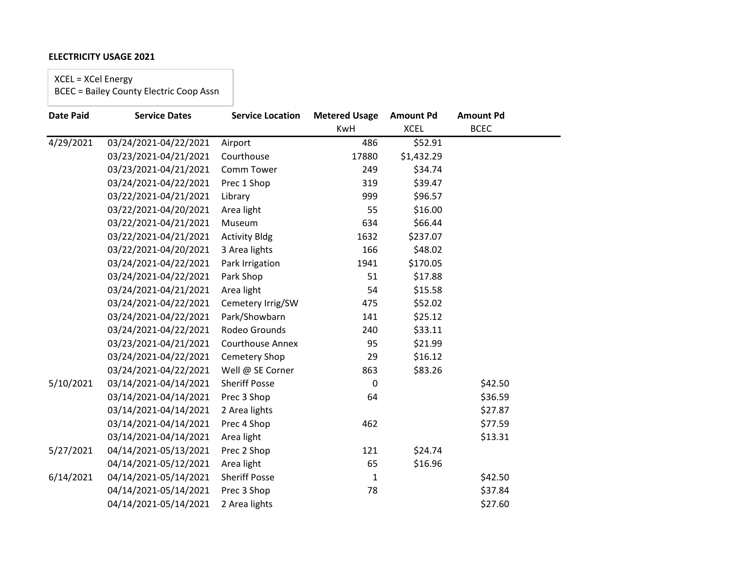**ELECTRICITY USAGE 2021**

XCEL = XCel Energy
BCEC = Bailey County Electric Coop Assn

| Date Paid | Service Dates | Service Location | Metered Usage | Amount Pd | Amount Pd |
|---|---|---|---|---|---|
| | | | KwH | XCEL | BCEC |
| 4/29/2021 | 03/24/2021-04/22/2021 | Airport | 486 | $52.91 | |
| | 03/23/2021-04/21/2021 | Courthouse | 17880 | $1,432.29 | |
| | 03/23/2021-04/21/2021 | Comm Tower | 249 | $34.74 | |
| | 03/24/2021-04/22/2021 | Prec 1 Shop | 319 | $39.47 | |
| | 03/22/2021-04/21/2021 | Library | 999 | $96.57 | |
| | 03/22/2021-04/20/2021 | Area light | 55 | $16.00 | |
| | 03/22/2021-04/21/2021 | Museum | 634 | $66.44 | |
| | 03/22/2021-04/21/2021 | Activity Bldg | 1632 | $237.07 | |
| | 03/22/2021-04/20/2021 | 3 Area lights | 166 | $48.02 | |
| | 03/24/2021-04/22/2021 | Park Irrigation | 1941 | $170.05 | |
| | 03/24/2021-04/22/2021 | Park Shop | 51 | $17.88 | |
| | 03/24/2021-04/21/2021 | Area light | 54 | $15.58 | |
| | 03/24/2021-04/22/2021 | Cemetery Irrig/SW | 475 | $52.02 | |
| | 03/24/2021-04/22/2021 | Park/Showbarn | 141 | $25.12 | |
| | 03/24/2021-04/22/2021 | Rodeo Grounds | 240 | $33.11 | |
| | 03/23/2021-04/21/2021 | Courthouse Annex | 95 | $21.99 | |
| | 03/24/2021-04/22/2021 | Cemetery Shop | 29 | $16.12 | |
| | 03/24/2021-04/22/2021 | Well @ SE Corner | 863 | $83.26 | |
| 5/10/2021 | 03/14/2021-04/14/2021 | Sheriff Posse | 0 | | $42.50 |
| | 03/14/2021-04/14/2021 | Prec 3 Shop | 64 | | $36.59 |
| | 03/14/2021-04/14/2021 | 2 Area lights | | | $27.87 |
| | 03/14/2021-04/14/2021 | Prec 4 Shop | 462 | | $77.59 |
| | 03/14/2021-04/14/2021 | Area light | | | $13.31 |
| 5/27/2021 | 04/14/2021-05/13/2021 | Prec 2 Shop | 121 | $24.74 | |
| | 04/14/2021-05/12/2021 | Area light | 65 | $16.96 | |
| 6/14/2021 | 04/14/2021-05/14/2021 | Sheriff Posse | 1 | | $42.50 |
| | 04/14/2021-05/14/2021 | Prec 3 Shop | 78 | | $37.84 |
| | 04/14/2021-05/14/2021 | 2 Area lights | | | $27.60 |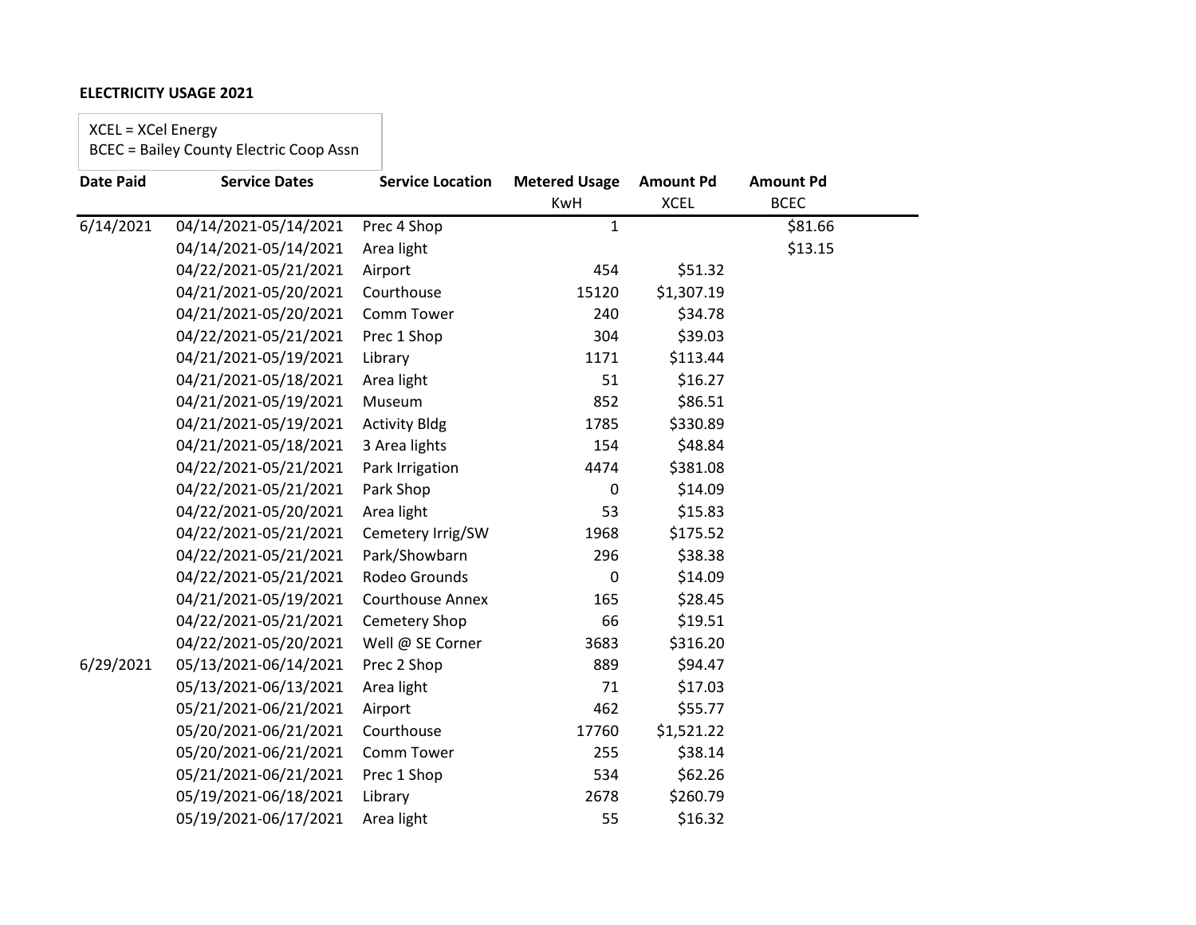**ELECTRICITY USAGE 2021**

XCEL = XCel Energy
BCEC = Bailey County Electric Coop Assn

| Date Paid | Service Dates | Service Location | Metered Usage KwH | Amount Pd XCEL | Amount Pd BCEC |
|---|---|---|---|---|---|
| 6/14/2021 | 04/14/2021-05/14/2021 | Prec 4 Shop | 1 | | $81.66 |
| | 04/14/2021-05/14/2021 | Area light | | | $13.15 |
| | 04/22/2021-05/21/2021 | Airport | 454 | $51.32 | |
| | 04/21/2021-05/20/2021 | Courthouse | 15120 | $1,307.19 | |
| | 04/21/2021-05/20/2021 | Comm Tower | 240 | $34.78 | |
| | 04/22/2021-05/21/2021 | Prec 1 Shop | 304 | $39.03 | |
| | 04/21/2021-05/19/2021 | Library | 1171 | $113.44 | |
| | 04/21/2021-05/18/2021 | Area light | 51 | $16.27 | |
| | 04/21/2021-05/19/2021 | Museum | 852 | $86.51 | |
| | 04/21/2021-05/19/2021 | Activity Bldg | 1785 | $330.89 | |
| | 04/21/2021-05/18/2021 | 3 Area lights | 154 | $48.84 | |
| | 04/22/2021-05/21/2021 | Park Irrigation | 4474 | $381.08 | |
| | 04/22/2021-05/21/2021 | Park Shop | 0 | $14.09 | |
| | 04/22/2021-05/20/2021 | Area light | 53 | $15.83 | |
| | 04/22/2021-05/21/2021 | Cemetery Irrig/SW | 1968 | $175.52 | |
| | 04/22/2021-05/21/2021 | Park/Showbarn | 296 | $38.38 | |
| | 04/22/2021-05/21/2021 | Rodeo Grounds | 0 | $14.09 | |
| | 04/21/2021-05/19/2021 | Courthouse Annex | 165 | $28.45 | |
| | 04/22/2021-05/21/2021 | Cemetery Shop | 66 | $19.51 | |
| | 04/22/2021-05/20/2021 | Well @ SE Corner | 3683 | $316.20 | |
| 6/29/2021 | 05/13/2021-06/14/2021 | Prec 2 Shop | 889 | $94.47 | |
| | 05/13/2021-06/13/2021 | Area light | 71 | $17.03 | |
| | 05/21/2021-06/21/2021 | Airport | 462 | $55.77 | |
| | 05/20/2021-06/21/2021 | Courthouse | 17760 | $1,521.22 | |
| | 05/20/2021-06/21/2021 | Comm Tower | 255 | $38.14 | |
| | 05/21/2021-06/21/2021 | Prec 1 Shop | 534 | $62.26 | |
| | 05/19/2021-06/18/2021 | Library | 2678 | $260.79 | |
| | 05/19/2021-06/17/2021 | Area light | 55 | $16.32 | |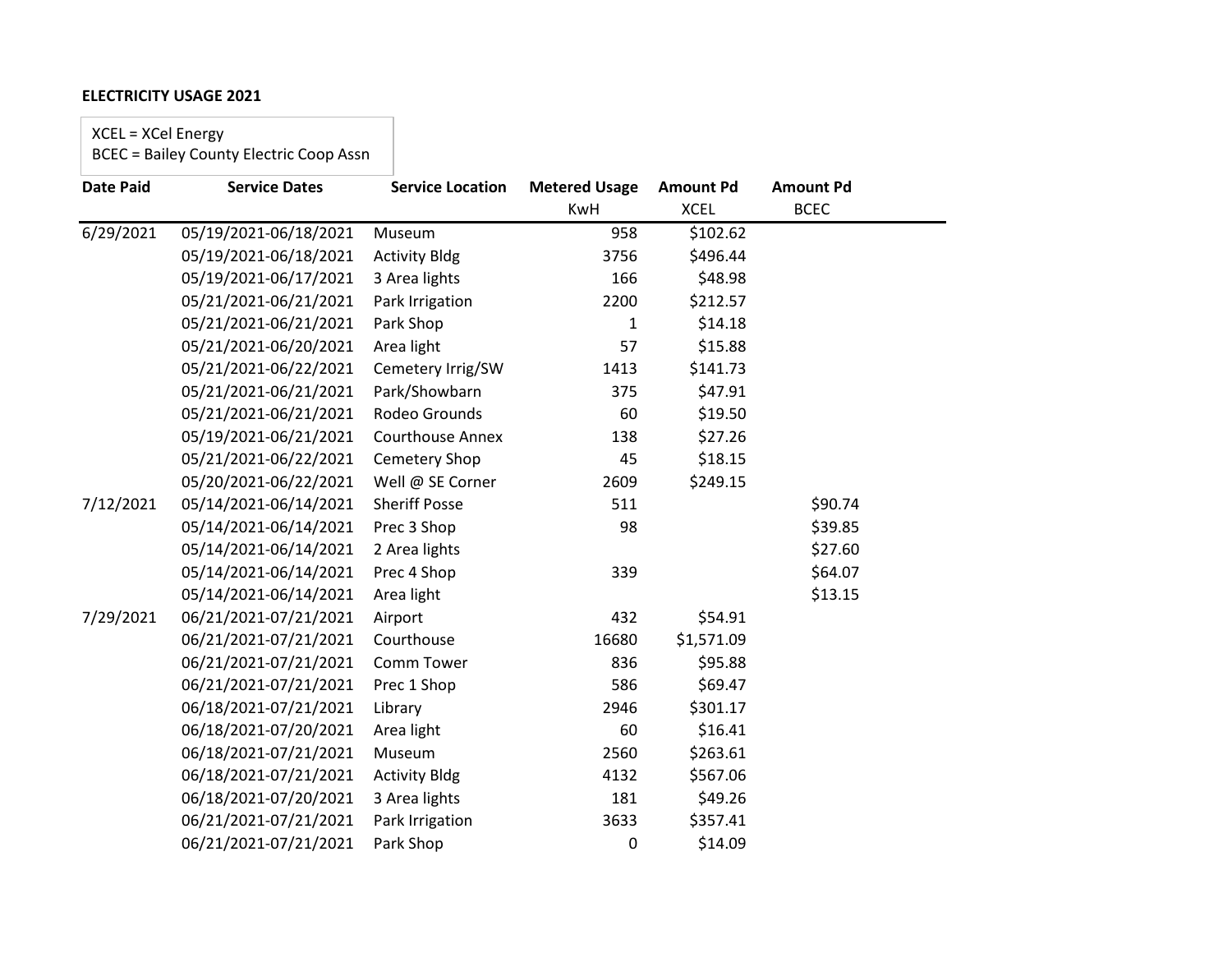**ELECTRICITY USAGE 2021**

XCEL = XCel Energy
BCEC = Bailey County Electric Coop Assn

| Date Paid | Service Dates | Service Location | Metered Usage | Amount Pd | Amount Pd |
|---|---|---|---|---|---|
| | | | KwH | XCEL | BCEC |
| 6/29/2021 | 05/19/2021-06/18/2021 | Museum | 958 | $102.62 | |
| | 05/19/2021-06/18/2021 | Activity Bldg | 3756 | $496.44 | |
| | 05/19/2021-06/17/2021 | 3 Area lights | 166 | $48.98 | |
| | 05/21/2021-06/21/2021 | Park Irrigation | 2200 | $212.57 | |
| | 05/21/2021-06/21/2021 | Park Shop | 1 | $14.18 | |
| | 05/21/2021-06/20/2021 | Area light | 57 | $15.88 | |
| | 05/21/2021-06/22/2021 | Cemetery Irrig/SW | 1413 | $141.73 | |
| | 05/21/2021-06/21/2021 | Park/Showbarn | 375 | $47.91 | |
| | 05/21/2021-06/21/2021 | Rodeo Grounds | 60 | $19.50 | |
| | 05/19/2021-06/21/2021 | Courthouse Annex | 138 | $27.26 | |
| | 05/21/2021-06/22/2021 | Cemetery Shop | 45 | $18.15 | |
| | 05/20/2021-06/22/2021 | Well @ SE Corner | 2609 | $249.15 | |
| 7/12/2021 | 05/14/2021-06/14/2021 | Sheriff Posse | 511 | | $90.74 |
| | 05/14/2021-06/14/2021 | Prec 3 Shop | 98 | | $39.85 |
| | 05/14/2021-06/14/2021 | 2 Area lights | | | $27.60 |
| | 05/14/2021-06/14/2021 | Prec 4 Shop | 339 | | $64.07 |
| | 05/14/2021-06/14/2021 | Area light | | | $13.15 |
| 7/29/2021 | 06/21/2021-07/21/2021 | Airport | 432 | $54.91 | |
| | 06/21/2021-07/21/2021 | Courthouse | 16680 | $1,571.09 | |
| | 06/21/2021-07/21/2021 | Comm Tower | 836 | $95.88 | |
| | 06/21/2021-07/21/2021 | Prec 1 Shop | 586 | $69.47 | |
| | 06/18/2021-07/21/2021 | Library | 2946 | $301.17 | |
| | 06/18/2021-07/20/2021 | Area light | 60 | $16.41 | |
| | 06/18/2021-07/21/2021 | Museum | 2560 | $263.61 | |
| | 06/18/2021-07/21/2021 | Activity Bldg | 4132 | $567.06 | |
| | 06/18/2021-07/20/2021 | 3 Area lights | 181 | $49.26 | |
| | 06/21/2021-07/21/2021 | Park Irrigation | 3633 | $357.41 | |
| | 06/21/2021-07/21/2021 | Park Shop | 0 | $14.09 | |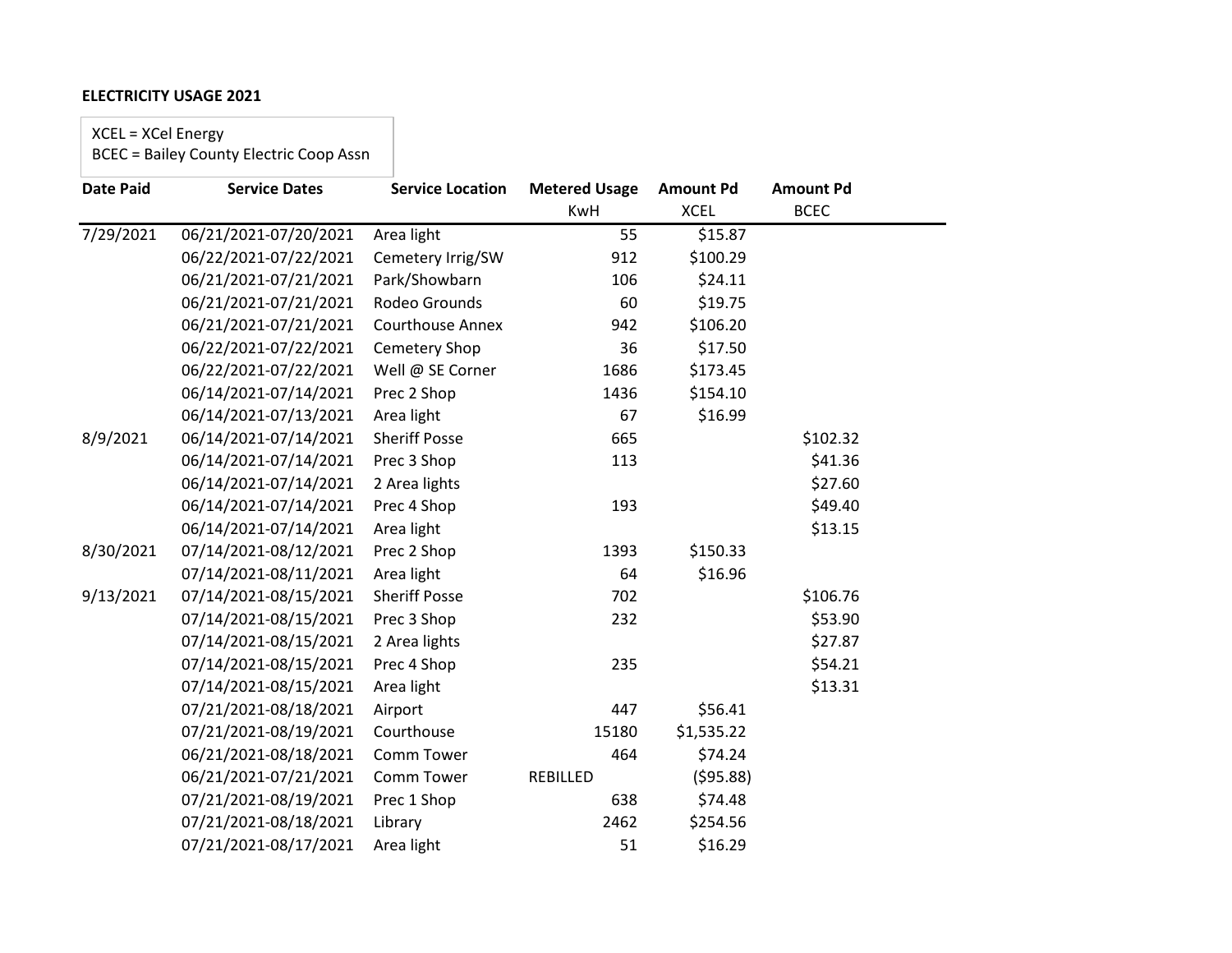**ELECTRICITY USAGE 2021**

XCEL = XCel Energy
BCEC = Bailey County Electric Coop Assn

| Date Paid | Service Dates | Service Location | Metered Usage | Amount Pd | Amount Pd |
|---|---|---|---|---|---|
| | | | KwH | XCEL | BCEC |
| 7/29/2021 | 06/21/2021-07/20/2021 | Area light | 55 | $15.87 | |
| | 06/22/2021-07/22/2021 | Cemetery Irrig/SW | 912 | $100.29 | |
| | 06/21/2021-07/21/2021 | Park/Showbarn | 106 | $24.11 | |
| | 06/21/2021-07/21/2021 | Rodeo Grounds | 60 | $19.75 | |
| | 06/21/2021-07/21/2021 | Courthouse Annex | 942 | $106.20 | |
| | 06/22/2021-07/22/2021 | Cemetery Shop | 36 | $17.50 | |
| | 06/22/2021-07/22/2021 | Well @ SE Corner | 1686 | $173.45 | |
| | 06/14/2021-07/14/2021 | Prec 2 Shop | 1436 | $154.10 | |
| | 06/14/2021-07/13/2021 | Area light | 67 | $16.99 | |
| 8/9/2021 | 06/14/2021-07/14/2021 | Sheriff Posse | 665 | | $102.32 |
| | 06/14/2021-07/14/2021 | Prec 3 Shop | 113 | | $41.36 |
| | 06/14/2021-07/14/2021 | 2 Area lights | | | $27.60 |
| | 06/14/2021-07/14/2021 | Prec 4 Shop | 193 | | $49.40 |
| | 06/14/2021-07/14/2021 | Area light | | | $13.15 |
| 8/30/2021 | 07/14/2021-08/12/2021 | Prec 2 Shop | 1393 | $150.33 | |
| | 07/14/2021-08/11/2021 | Area light | 64 | $16.96 | |
| 9/13/2021 | 07/14/2021-08/15/2021 | Sheriff Posse | 702 | | $106.76 |
| | 07/14/2021-08/15/2021 | Prec 3 Shop | 232 | | $53.90 |
| | 07/14/2021-08/15/2021 | 2 Area lights | | | $27.87 |
| | 07/14/2021-08/15/2021 | Prec 4 Shop | 235 | | $54.21 |
| | 07/14/2021-08/15/2021 | Area light | | | $13.31 |
| | 07/21/2021-08/18/2021 | Airport | 447 | $56.41 | |
| | 07/21/2021-08/19/2021 | Courthouse | 15180 | $1,535.22 | |
| | 06/21/2021-08/18/2021 | Comm Tower | 464 | $74.24 | |
| | 06/21/2021-07/21/2021 | Comm Tower | REBILLED | ($95.88) | |
| | 07/21/2021-08/19/2021 | Prec 1 Shop | 638 | $74.48 | |
| | 07/21/2021-08/18/2021 | Library | 2462 | $254.56 | |
| | 07/21/2021-08/17/2021 | Area light | 51 | $16.29 | |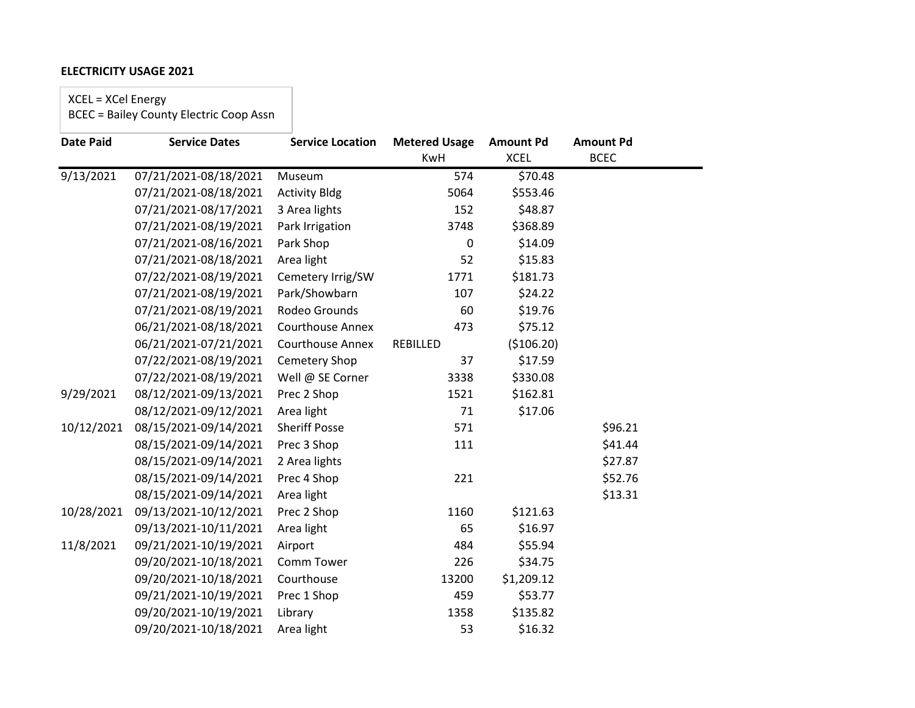**ELECTRICITY USAGE 2021**

XCEL = XCel Energy
BCEC = Bailey County Electric Coop Assn

| Date Paid | Service Dates | Service Location | Metered Usage KwH | Amount Pd XCEL | Amount Pd BCEC |
|---|---|---|---|---|---|
| 9/13/2021 | 07/21/2021-08/18/2021 | Museum | 574 | $70.48 | |
| | 07/21/2021-08/18/2021 | Activity Bldg | 5064 | $553.46 | |
| | 07/21/2021-08/17/2021 | 3 Area lights | 152 | $48.87 | |
| | 07/21/2021-08/19/2021 | Park Irrigation | 3748 | $368.89 | |
| | 07/21/2021-08/16/2021 | Park Shop | 0 | $14.09 | |
| | 07/21/2021-08/18/2021 | Area light | 52 | $15.83 | |
| | 07/22/2021-08/19/2021 | Cemetery Irrig/SW | 1771 | $181.73 | |
| | 07/21/2021-08/19/2021 | Park/Showbarn | 107 | $24.22 | |
| | 07/21/2021-08/19/2021 | Rodeo Grounds | 60 | $19.76 | |
| | 06/21/2021-08/18/2021 | Courthouse Annex | 473 | $75.12 | |
| | 06/21/2021-07/21/2021 | Courthouse Annex | REBILLED | ($106.20) | |
| | 07/22/2021-08/19/2021 | Cemetery Shop | 37 | $17.59 | |
| | 07/22/2021-08/19/2021 | Well @ SE Corner | 3338 | $330.08 | |
| 9/29/2021 | 08/12/2021-09/13/2021 | Prec 2 Shop | 1521 | $162.81 | |
| | 08/12/2021-09/12/2021 | Area light | 71 | $17.06 | |
| 10/12/2021 | 08/15/2021-09/14/2021 | Sheriff Posse | 571 | | $96.21 |
| | 08/15/2021-09/14/2021 | Prec 3 Shop | 111 | | $41.44 |
| | 08/15/2021-09/14/2021 | 2 Area lights | | | $27.87 |
| | 08/15/2021-09/14/2021 | Prec 4 Shop | 221 | | $52.76 |
| | 08/15/2021-09/14/2021 | Area light | | | $13.31 |
| 10/28/2021 | 09/13/2021-10/12/2021 | Prec 2 Shop | 1160 | $121.63 | |
| | 09/13/2021-10/11/2021 | Area light | 65 | $16.97 | |
| 11/8/2021 | 09/21/2021-10/19/2021 | Airport | 484 | $55.94 | |
| | 09/20/2021-10/18/2021 | Comm Tower | 226 | $34.75 | |
| | 09/20/2021-10/18/2021 | Courthouse | 13200 | $1,209.12 | |
| | 09/21/2021-10/19/2021 | Prec 1 Shop | 459 | $53.77 | |
| | 09/20/2021-10/19/2021 | Library | 1358 | $135.82 | |
| | 09/20/2021-10/18/2021 | Area light | 53 | $16.32 | |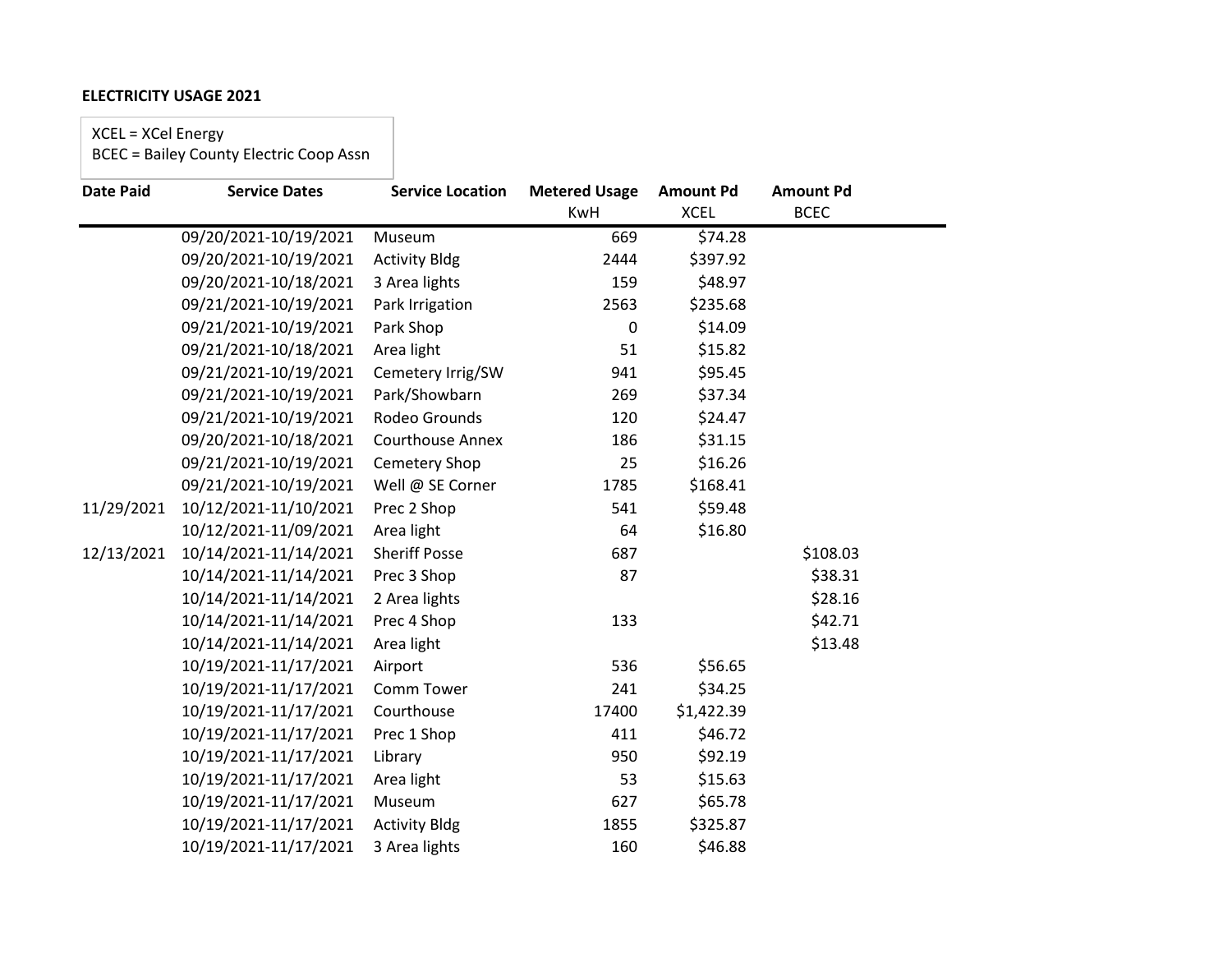**ELECTRICITY USAGE 2021**

XCEL = XCel Energy
BCEC = Bailey County Electric Coop Assn

| Date Paid | Service Dates | Service Location | Metered Usage KwH | Amount Pd XCEL | Amount Pd BCEC |
|---|---|---|---|---|---|
| | 09/20/2021-10/19/2021 | Museum | 669 | $74.28 | |
| | 09/20/2021-10/19/2021 | Activity Bldg | 2444 | $397.92 | |
| | 09/20/2021-10/18/2021 | 3 Area lights | 159 | $48.97 | |
| | 09/21/2021-10/19/2021 | Park Irrigation | 2563 | $235.68 | |
| | 09/21/2021-10/19/2021 | Park Shop | 0 | $14.09 | |
| | 09/21/2021-10/18/2021 | Area light | 51 | $15.82 | |
| | 09/21/2021-10/19/2021 | Cemetery Irrig/SW | 941 | $95.45 | |
| | 09/21/2021-10/19/2021 | Park/Showbarn | 269 | $37.34 | |
| | 09/21/2021-10/19/2021 | Rodeo Grounds | 120 | $24.47 | |
| | 09/20/2021-10/18/2021 | Courthouse Annex | 186 | $31.15 | |
| | 09/21/2021-10/19/2021 | Cemetery Shop | 25 | $16.26 | |
| | 09/21/2021-10/19/2021 | Well @ SE Corner | 1785 | $168.41 | |
| 11/29/2021 | 10/12/2021-11/10/2021 | Prec 2 Shop | 541 | $59.48 | |
| | 10/12/2021-11/09/2021 | Area light | 64 | $16.80 | |
| 12/13/2021 | 10/14/2021-11/14/2021 | Sheriff Posse | 687 | | $108.03 |
| | 10/14/2021-11/14/2021 | Prec 3 Shop | 87 | | $38.31 |
| | 10/14/2021-11/14/2021 | 2 Area lights | | | $28.16 |
| | 10/14/2021-11/14/2021 | Prec 4 Shop | 133 | | $42.71 |
| | 10/14/2021-11/14/2021 | Area light | | | $13.48 |
| | 10/19/2021-11/17/2021 | Airport | 536 | $56.65 | |
| | 10/19/2021-11/17/2021 | Comm Tower | 241 | $34.25 | |
| | 10/19/2021-11/17/2021 | Courthouse | 17400 | $1,422.39 | |
| | 10/19/2021-11/17/2021 | Prec 1 Shop | 411 | $46.72 | |
| | 10/19/2021-11/17/2021 | Library | 950 | $92.19 | |
| | 10/19/2021-11/17/2021 | Area light | 53 | $15.63 | |
| | 10/19/2021-11/17/2021 | Museum | 627 | $65.78 | |
| | 10/19/2021-11/17/2021 | Activity Bldg | 1855 | $325.87 | |
| | 10/19/2021-11/17/2021 | 3 Area lights | 160 | $46.88 | |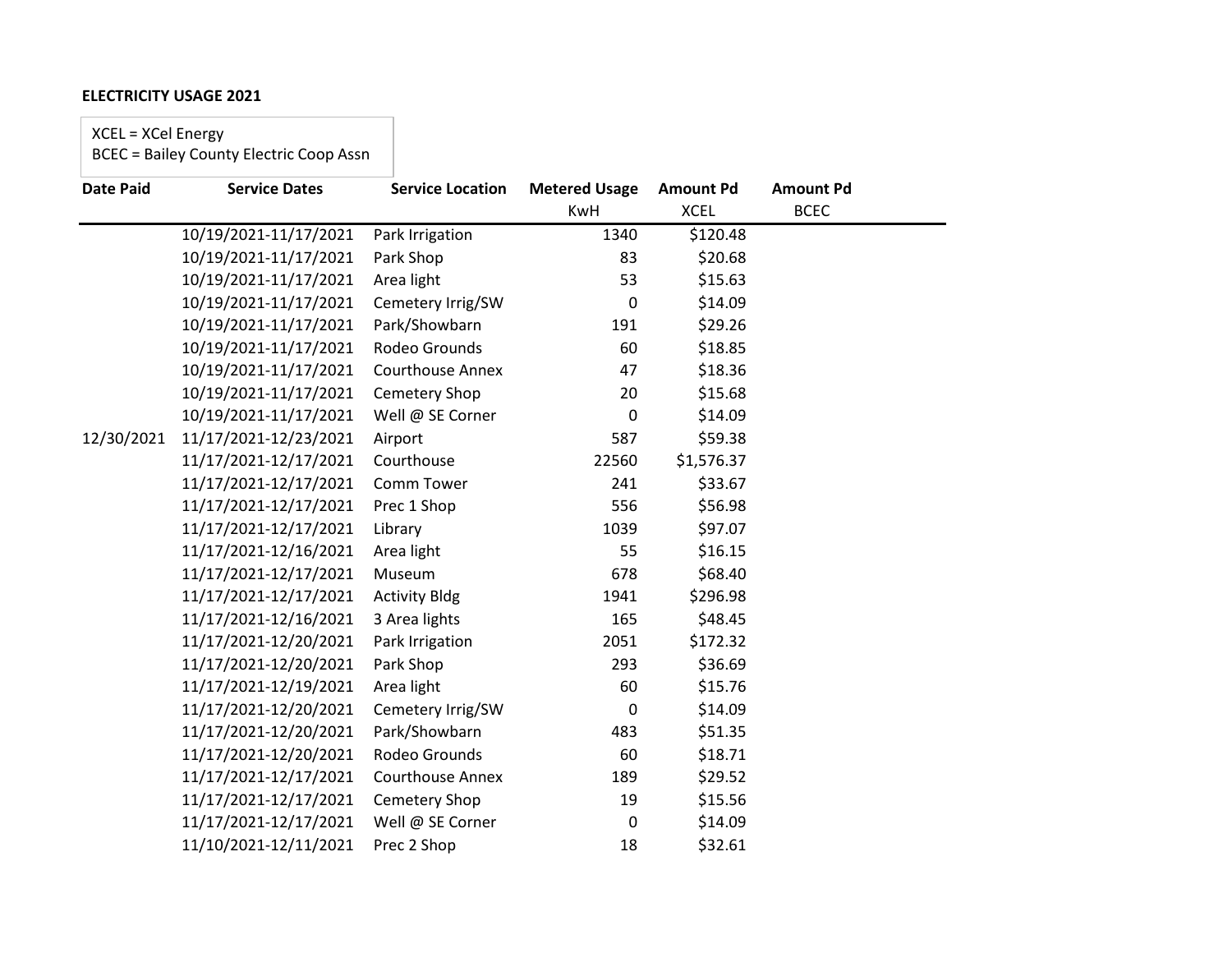**ELECTRICITY USAGE 2021**

XCEL = XCel Energy
BCEC = Bailey County Electric Coop Assn

| Date Paid | Service Dates | Service Location | Metered Usage | Amount Pd | Amount Pd |
|---|---|---|---|---|---|
| | | | KwH | XCEL | BCEC |
| | 10/19/2021-11/17/2021 | Park Irrigation | 1340 | $120.48 | |
| | 10/19/2021-11/17/2021 | Park Shop | 83 | $20.68 | |
| | 10/19/2021-11/17/2021 | Area light | 53 | $15.63 | |
| | 10/19/2021-11/17/2021 | Cemetery Irrig/SW | 0 | $14.09 | |
| | 10/19/2021-11/17/2021 | Park/Showbarn | 191 | $29.26 | |
| | 10/19/2021-11/17/2021 | Rodeo Grounds | 60 | $18.85 | |
| | 10/19/2021-11/17/2021 | Courthouse Annex | 47 | $18.36 | |
| | 10/19/2021-11/17/2021 | Cemetery Shop | 20 | $15.68 | |
| | 10/19/2021-11/17/2021 | Well @ SE Corner | 0 | $14.09 | |
| 12/30/2021 | 11/17/2021-12/23/2021 | Airport | 587 | $59.38 | |
| | 11/17/2021-12/17/2021 | Courthouse | 22560 | $1,576.37 | |
| | 11/17/2021-12/17/2021 | Comm Tower | 241 | $33.67 | |
| | 11/17/2021-12/17/2021 | Prec 1 Shop | 556 | $56.98 | |
| | 11/17/2021-12/17/2021 | Library | 1039 | $97.07 | |
| | 11/17/2021-12/16/2021 | Area light | 55 | $16.15 | |
| | 11/17/2021-12/17/2021 | Museum | 678 | $68.40 | |
| | 11/17/2021-12/17/2021 | Activity Bldg | 1941 | $296.98 | |
| | 11/17/2021-12/16/2021 | 3 Area lights | 165 | $48.45 | |
| | 11/17/2021-12/20/2021 | Park Irrigation | 2051 | $172.32 | |
| | 11/17/2021-12/20/2021 | Park Shop | 293 | $36.69 | |
| | 11/17/2021-12/19/2021 | Area light | 60 | $15.76 | |
| | 11/17/2021-12/20/2021 | Cemetery Irrig/SW | 0 | $14.09 | |
| | 11/17/2021-12/20/2021 | Park/Showbarn | 483 | $51.35 | |
| | 11/17/2021-12/20/2021 | Rodeo Grounds | 60 | $18.71 | |
| | 11/17/2021-12/17/2021 | Courthouse Annex | 189 | $29.52 | |
| | 11/17/2021-12/17/2021 | Cemetery Shop | 19 | $15.56 | |
| | 11/17/2021-12/17/2021 | Well @ SE Corner | 0 | $14.09 | |
| | 11/10/2021-12/11/2021 | Prec 2 Shop | 18 | $32.61 | |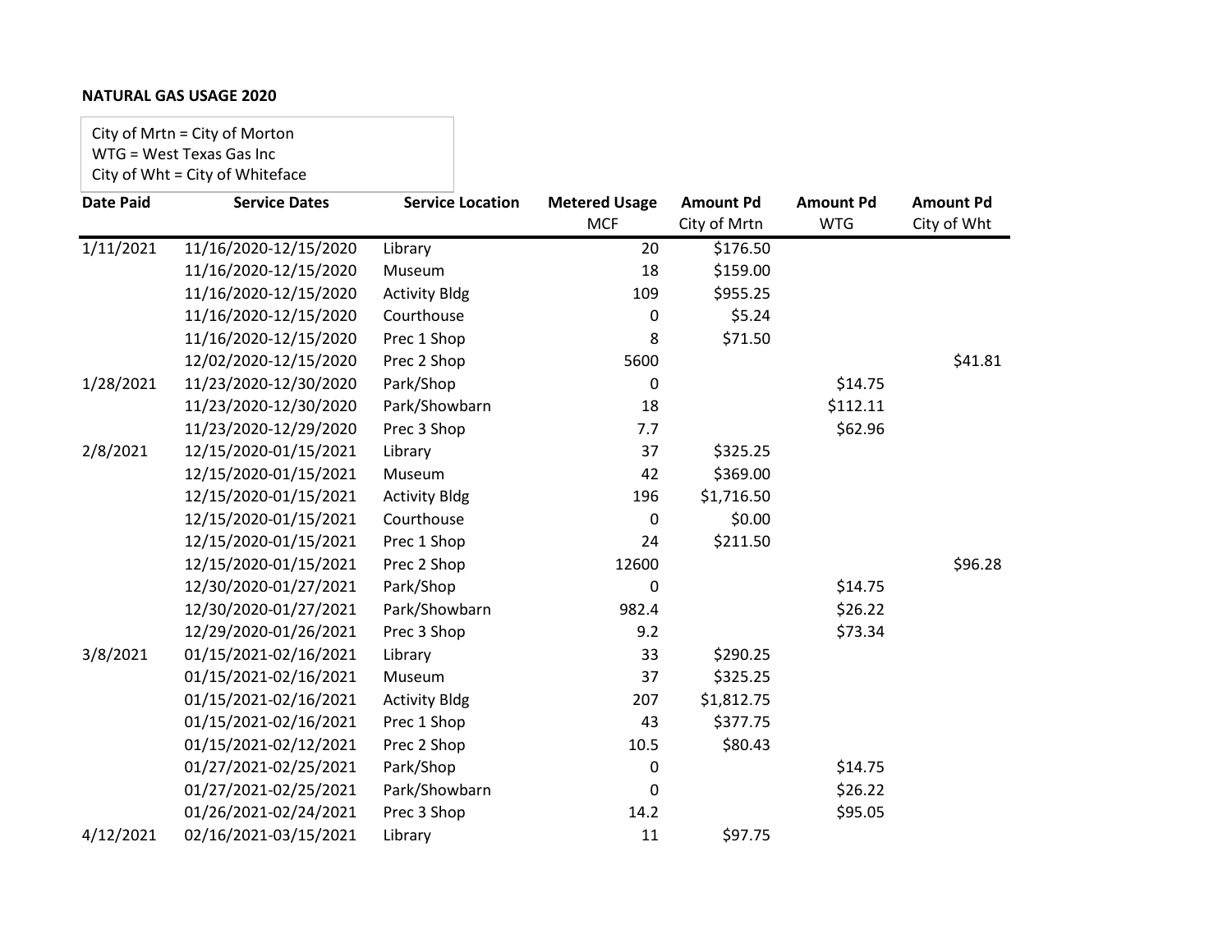**NATURAL GAS USAGE 2020**

City of Mrtn = City of Morton
WTG = West Texas Gas Inc
City of Wht = City of Whiteface

| Date Paid | Service Dates | Service Location | Metered Usage MCF | Amount Pd City of Mrtn | Amount Pd WTG | Amount Pd City of Wht |
|---|---|---|---|---|---|---|
| 1/11/2021 | 11/16/2020-12/15/2020 | Library | 20 | $176.50 | | |
| | 11/16/2020-12/15/2020 | Museum | 18 | $159.00 | | |
| | 11/16/2020-12/15/2020 | Activity Bldg | 109 | $955.25 | | |
| | 11/16/2020-12/15/2020 | Courthouse | 0 | $5.24 | | |
| | 11/16/2020-12/15/2020 | Prec 1 Shop | 8 | $71.50 | | |
| | 12/02/2020-12/15/2020 | Prec 2 Shop | 5600 | | | $41.81 |
| 1/28/2021 | 11/23/2020-12/30/2020 | Park/Shop | 0 | | $14.75 | |
| | 11/23/2020-12/30/2020 | Park/Showbarn | 18 | | $112.11 | |
| | 11/23/2020-12/29/2020 | Prec 3 Shop | 7.7 | | $62.96 | |
| 2/8/2021 | 12/15/2020-01/15/2021 | Library | 37 | $325.25 | | |
| | 12/15/2020-01/15/2021 | Museum | 42 | $369.00 | | |
| | 12/15/2020-01/15/2021 | Activity Bldg | 196 | $1,716.50 | | |
| | 12/15/2020-01/15/2021 | Courthouse | 0 | $0.00 | | |
| | 12/15/2020-01/15/2021 | Prec 1 Shop | 24 | $211.50 | | |
| | 12/15/2020-01/15/2021 | Prec 2 Shop | 12600 | | | $96.28 |
| | 12/30/2020-01/27/2021 | Park/Shop | 0 | | $14.75 | |
| | 12/30/2020-01/27/2021 | Park/Showbarn | 982.4 | | $26.22 | |
| | 12/29/2020-01/26/2021 | Prec 3 Shop | 9.2 | | $73.34 | |
| 3/8/2021 | 01/15/2021-02/16/2021 | Library | 33 | $290.25 | | |
| | 01/15/2021-02/16/2021 | Museum | 37 | $325.25 | | |
| | 01/15/2021-02/16/2021 | Activity Bldg | 207 | $1,812.75 | | |
| | 01/15/2021-02/16/2021 | Prec 1 Shop | 43 | $377.75 | | |
| | 01/15/2021-02/12/2021 | Prec 2 Shop | 10.5 | $80.43 | | |
| | 01/27/2021-02/25/2021 | Park/Shop | 0 | | $14.75 | |
| | 01/27/2021-02/25/2021 | Park/Showbarn | 0 | | $26.22 | |
| | 01/26/2021-02/24/2021 | Prec 3 Shop | 14.2 | | $95.05 | |
| 4/12/2021 | 02/16/2021-03/15/2021 | Library | 11 | $97.75 | | |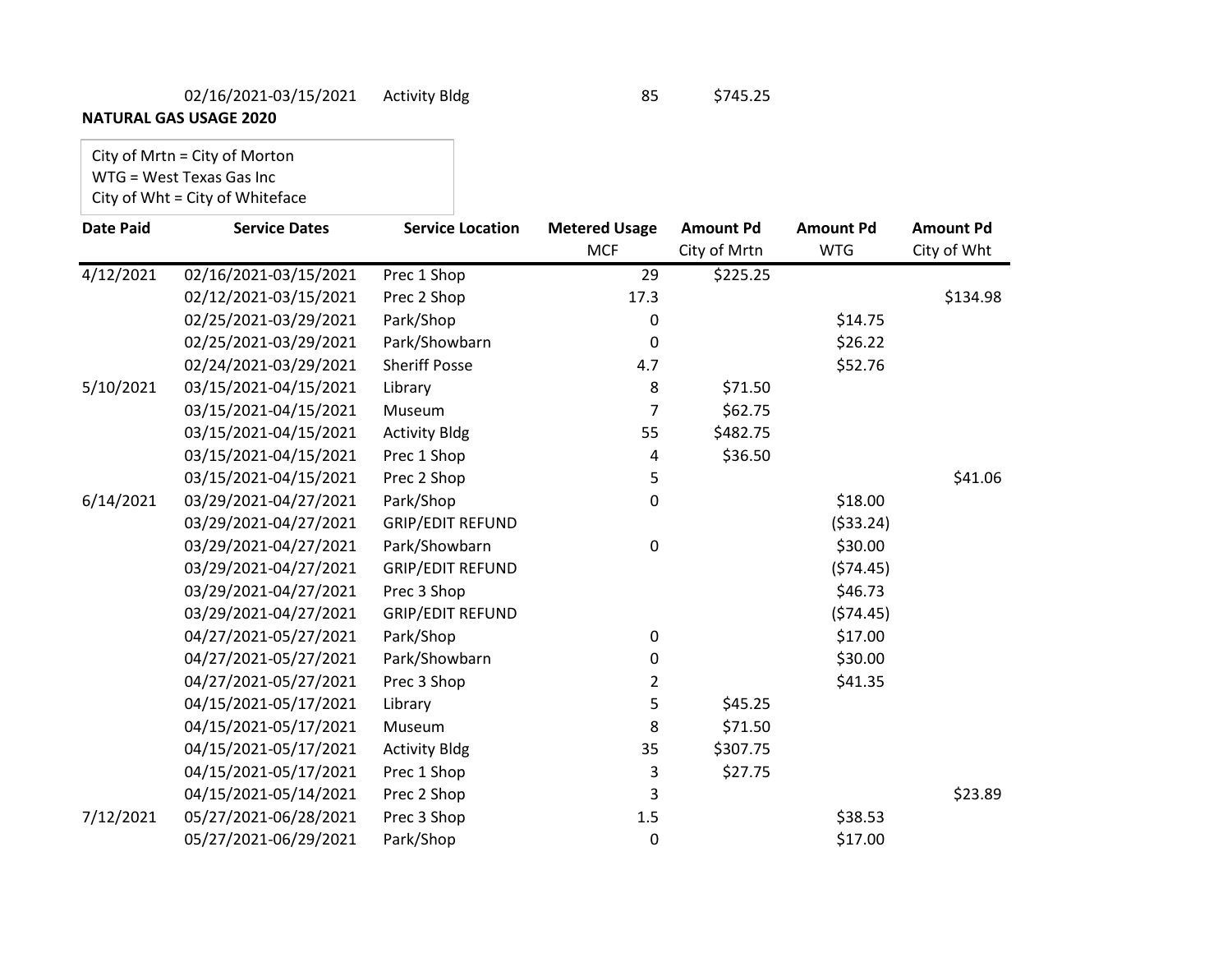| | 02/16/2021-03/15/2021 | Activity Bldg | 85 | $745.25 | | |
|---|---|---|---|---|---|---|

**NATURAL GAS USAGE 2020**

City of Mrtn = City of Morton
WTG = West Texas Gas Inc
City of Wht = City of Whiteface

| Date Paid | Service Dates | Service Location | Metered Usage MCF | Amount Pd City of Mrtn | Amount Pd WTG | Amount Pd City of Wht |
|---|---|---|---|---|---|---|
| 4/12/2021 | 02/16/2021-03/15/2021 | Prec 1 Shop | 29 | $225.25 | | |
| | 02/12/2021-03/15/2021 | Prec 2 Shop | 17.3 | | | $134.98 |
| | 02/25/2021-03/29/2021 | Park/Shop | 0 | | $14.75 | |
| | 02/25/2021-03/29/2021 | Park/Showbarn | 0 | | $26.22 | |
| | 02/24/2021-03/29/2021 | Sheriff Posse | 4.7 | | $52.76 | |
| 5/10/2021 | 03/15/2021-04/15/2021 | Library | 8 | $71.50 | | |
| | 03/15/2021-04/15/2021 | Museum | 7 | $62.75 | | |
| | 03/15/2021-04/15/2021 | Activity Bldg | 55 | $482.75 | | |
| | 03/15/2021-04/15/2021 | Prec 1 Shop | 4 | $36.50 | | |
| | 03/15/2021-04/15/2021 | Prec 2 Shop | 5 | | | $41.06 |
| 6/14/2021 | 03/29/2021-04/27/2021 | Park/Shop | 0 | | $18.00 | |
| | 03/29/2021-04/27/2021 | GRIP/EDIT REFUND | | | ($33.24) | |
| | 03/29/2021-04/27/2021 | Park/Showbarn | 0 | | $30.00 | |
| | 03/29/2021-04/27/2021 | GRIP/EDIT REFUND | | | ($74.45) | |
| | 03/29/2021-04/27/2021 | Prec 3 Shop | | | $46.73 | |
| | 03/29/2021-04/27/2021 | GRIP/EDIT REFUND | | | ($74.45) | |
| | 04/27/2021-05/27/2021 | Park/Shop | 0 | | $17.00 | |
| | 04/27/2021-05/27/2021 | Park/Showbarn | 0 | | $30.00 | |
| | 04/27/2021-05/27/2021 | Prec 3 Shop | 2 | | $41.35 | |
| | 04/15/2021-05/17/2021 | Library | 5 | $45.25 | | |
| | 04/15/2021-05/17/2021 | Museum | 8 | $71.50 | | |
| | 04/15/2021-05/17/2021 | Activity Bldg | 35 | $307.75 | | |
| | 04/15/2021-05/17/2021 | Prec 1 Shop | 3 | $27.75 | | |
| | 04/15/2021-05/14/2021 | Prec 2 Shop | 3 | | | $23.89 |
| 7/12/2021 | 05/27/2021-06/28/2021 | Prec 3 Shop | 1.5 | | $38.53 | |
| | 05/27/2021-06/29/2021 | Park/Shop | 0 | | $17.00 | |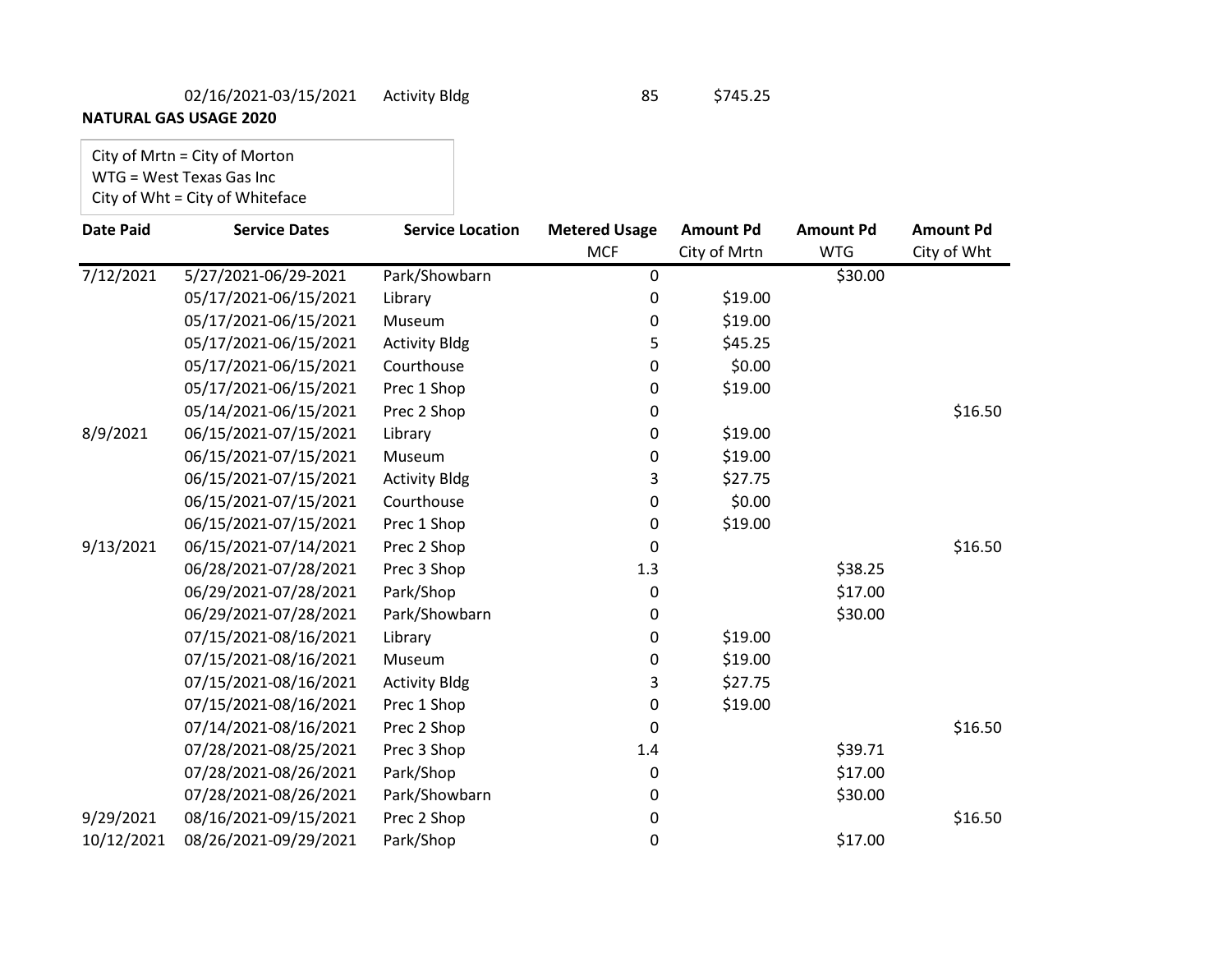| | 02/16/2021-03/15/2021 | Activity Bldg | 85 | $745.25 | | |
|---|---|---|---|---|---|---|

**NATURAL GAS USAGE 2020**

City of Mrtn = City of Morton
WTG = West Texas Gas Inc
City of Wht = City of Whiteface

| Date Paid | Service Dates | Service Location | Metered Usage MCF | Amount Pd City of Mrtn | Amount Pd WTG | Amount Pd City of Wht |
|---|---|---|---|---|---|---|
| 7/12/2021 | 5/27/2021-06/29-2021 | Park/Showbarn | 0 | | $30.00 | |
| | 05/17/2021-06/15/2021 | Library | 0 | $19.00 | | |
| | 05/17/2021-06/15/2021 | Museum | 0 | $19.00 | | |
| | 05/17/2021-06/15/2021 | Activity Bldg | 5 | $45.25 | | |
| | 05/17/2021-06/15/2021 | Courthouse | 0 | $0.00 | | |
| | 05/17/2021-06/15/2021 | Prec 1 Shop | 0 | $19.00 | | |
| | 05/14/2021-06/15/2021 | Prec 2 Shop | 0 | | | $16.50 |
| 8/9/2021 | 06/15/2021-07/15/2021 | Library | 0 | $19.00 | | |
| | 06/15/2021-07/15/2021 | Museum | 0 | $19.00 | | |
| | 06/15/2021-07/15/2021 | Activity Bldg | 3 | $27.75 | | |
| | 06/15/2021-07/15/2021 | Courthouse | 0 | $0.00 | | |
| | 06/15/2021-07/15/2021 | Prec 1 Shop | 0 | $19.00 | | |
| 9/13/2021 | 06/15/2021-07/14/2021 | Prec 2 Shop | 0 | | | $16.50 |
| | 06/28/2021-07/28/2021 | Prec 3 Shop | 1.3 | | $38.25 | |
| | 06/29/2021-07/28/2021 | Park/Shop | 0 | | $17.00 | |
| | 06/29/2021-07/28/2021 | Park/Showbarn | 0 | | $30.00 | |
| | 07/15/2021-08/16/2021 | Library | 0 | $19.00 | | |
| | 07/15/2021-08/16/2021 | Museum | 0 | $19.00 | | |
| | 07/15/2021-08/16/2021 | Activity Bldg | 3 | $27.75 | | |
| | 07/15/2021-08/16/2021 | Prec 1 Shop | 0 | $19.00 | | |
| | 07/14/2021-08/16/2021 | Prec 2 Shop | 0 | | | $16.50 |
| | 07/28/2021-08/25/2021 | Prec 3 Shop | 1.4 | | $39.71 | |
| | 07/28/2021-08/26/2021 | Park/Shop | 0 | | $17.00 | |
| | 07/28/2021-08/26/2021 | Park/Showbarn | 0 | | $30.00 | |
| 9/29/2021 | 08/16/2021-09/15/2021 | Prec 2 Shop | 0 | | | $16.50 |
| 10/12/2021 | 08/26/2021-09/29/2021 | Park/Shop | 0 | | $17.00 | |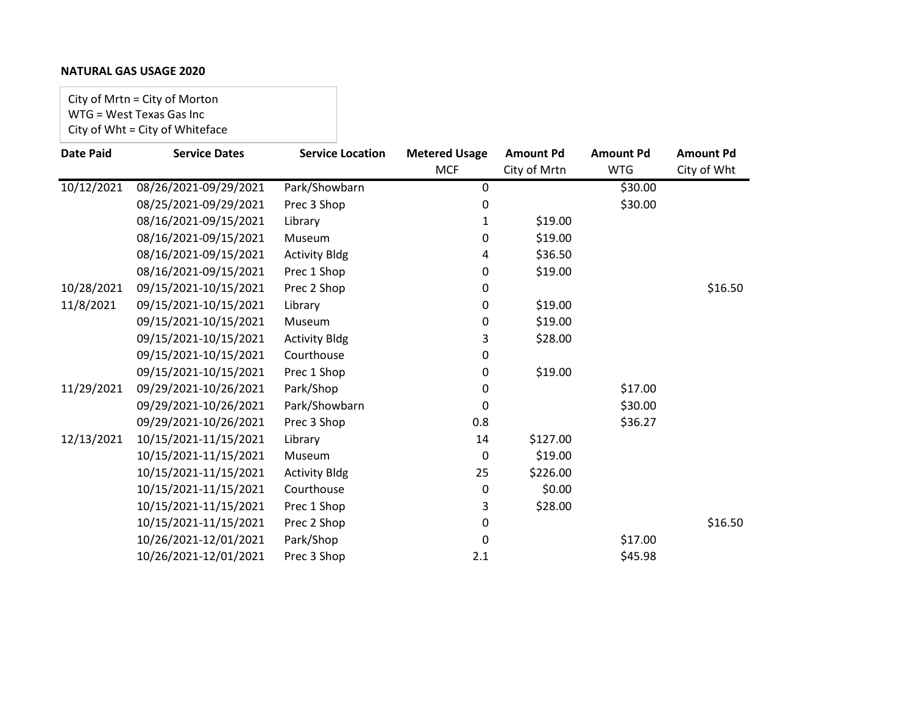**NATURAL GAS USAGE 2020**

City of Mrtn = City of Morton
WTG = West Texas Gas Inc
City of Wht = City of Whiteface

| Date Paid | Service Dates | Service Location | Metered Usage MCF | Amount Pd City of Mrtn | Amount Pd WTG | Amount Pd City of Wht |
|---|---|---|---|---|---|---|
| 10/12/2021 | 08/26/2021-09/29/2021 | Park/Showbarn | 0 | | $30.00 | |
| | 08/25/2021-09/29/2021 | Prec 3 Shop | 0 | | $30.00 | |
| | 08/16/2021-09/15/2021 | Library | 1 | $19.00 | | |
| | 08/16/2021-09/15/2021 | Museum | 0 | $19.00 | | |
| | 08/16/2021-09/15/2021 | Activity Bldg | 4 | $36.50 | | |
| | 08/16/2021-09/15/2021 | Prec 1 Shop | 0 | $19.00 | | |
| 10/28/2021 | 09/15/2021-10/15/2021 | Prec 2 Shop | 0 | | | $16.50 |
| 11/8/2021 | 09/15/2021-10/15/2021 | Library | 0 | $19.00 | | |
| | 09/15/2021-10/15/2021 | Museum | 0 | $19.00 | | |
| | 09/15/2021-10/15/2021 | Activity Bldg | 3 | $28.00 | | |
| | 09/15/2021-10/15/2021 | Courthouse | 0 | | | |
| | 09/15/2021-10/15/2021 | Prec 1 Shop | 0 | $19.00 | | |
| 11/29/2021 | 09/29/2021-10/26/2021 | Park/Shop | 0 | | $17.00 | |
| | 09/29/2021-10/26/2021 | Park/Showbarn | 0 | | $30.00 | |
| | 09/29/2021-10/26/2021 | Prec 3 Shop | 0.8 | | $36.27 | |
| 12/13/2021 | 10/15/2021-11/15/2021 | Library | 14 | $127.00 | | |
| | 10/15/2021-11/15/2021 | Museum | 0 | $19.00 | | |
| | 10/15/2021-11/15/2021 | Activity Bldg | 25 | $226.00 | | |
| | 10/15/2021-11/15/2021 | Courthouse | 0 | $0.00 | | |
| | 10/15/2021-11/15/2021 | Prec 1 Shop | 3 | $28.00 | | |
| | 10/15/2021-11/15/2021 | Prec 2 Shop | 0 | | | $16.50 |
| | 10/26/2021-12/01/2021 | Park/Shop | 0 | | $17.00 | |
| | 10/26/2021-12/01/2021 | Prec 3 Shop | 2.1 | | $45.98 | |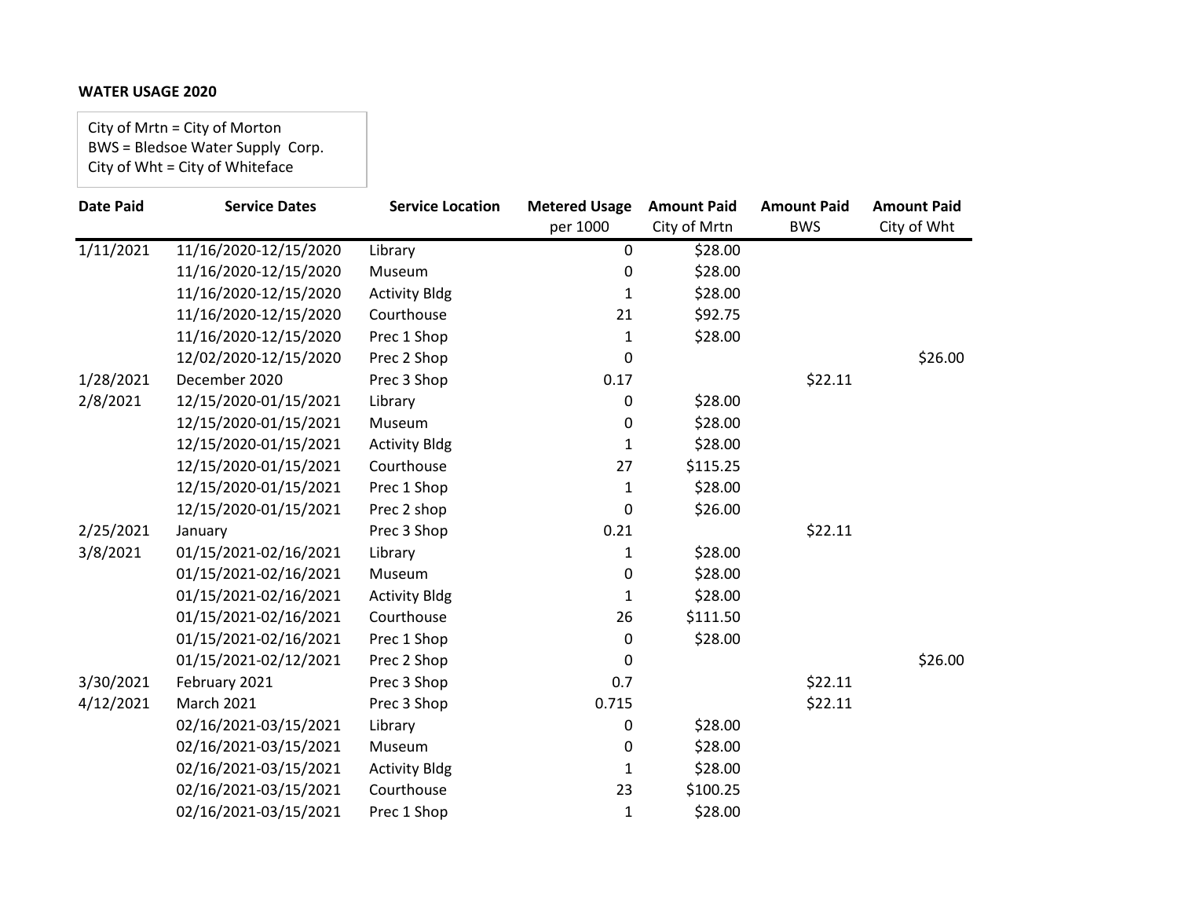**WATER USAGE 2020**

City of Mrtn = City of Morton
BWS = Bledsoe Water Supply Corp.
City of Wht = City of Whiteface

| Date Paid | Service Dates | Service Location | Metered Usage per 1000 | Amount Paid City of Mrtn | Amount Paid BWS | Amount Paid City of Wht |
|---|---|---|---|---|---|---|
| 1/11/2021 | 11/16/2020-12/15/2020 | Library | 0 | $28.00 | | |
| | 11/16/2020-12/15/2020 | Museum | 0 | $28.00 | | |
| | 11/16/2020-12/15/2020 | Activity Bldg | 1 | $28.00 | | |
| | 11/16/2020-12/15/2020 | Courthouse | 21 | $92.75 | | |
| | 11/16/2020-12/15/2020 | Prec 1 Shop | 1 | $28.00 | | |
| | 12/02/2020-12/15/2020 | Prec 2 Shop | 0 | | | $26.00 |
| 1/28/2021 | December 2020 | Prec 3 Shop | 0.17 | | $22.11 | |
| 2/8/2021 | 12/15/2020-01/15/2021 | Library | 0 | $28.00 | | |
| | 12/15/2020-01/15/2021 | Museum | 0 | $28.00 | | |
| | 12/15/2020-01/15/2021 | Activity Bldg | 1 | $28.00 | | |
| | 12/15/2020-01/15/2021 | Courthouse | 27 | $115.25 | | |
| | 12/15/2020-01/15/2021 | Prec 1 Shop | 1 | $28.00 | | |
| | 12/15/2020-01/15/2021 | Prec 2 shop | 0 | $26.00 | | |
| 2/25/2021 | January | Prec 3 Shop | 0.21 | | $22.11 | |
| 3/8/2021 | 01/15/2021-02/16/2021 | Library | 1 | $28.00 | | |
| | 01/15/2021-02/16/2021 | Museum | 0 | $28.00 | | |
| | 01/15/2021-02/16/2021 | Activity Bldg | 1 | $28.00 | | |
| | 01/15/2021-02/16/2021 | Courthouse | 26 | $111.50 | | |
| | 01/15/2021-02/16/2021 | Prec 1 Shop | 0 | $28.00 | | |
| | 01/15/2021-02/12/2021 | Prec 2 Shop | 0 | | | $26.00 |
| 3/30/2021 | February 2021 | Prec 3 Shop | 0.7 | | $22.11 | |
| 4/12/2021 | March 2021 | Prec 3 Shop | 0.715 | | $22.11 | |
| | 02/16/2021-03/15/2021 | Library | 0 | $28.00 | | |
| | 02/16/2021-03/15/2021 | Museum | 0 | $28.00 | | |
| | 02/16/2021-03/15/2021 | Activity Bldg | 1 | $28.00 | | |
| | 02/16/2021-03/15/2021 | Courthouse | 23 | $100.25 | | |
| | 02/16/2021-03/15/2021 | Prec 1 Shop | 1 | $28.00 | | |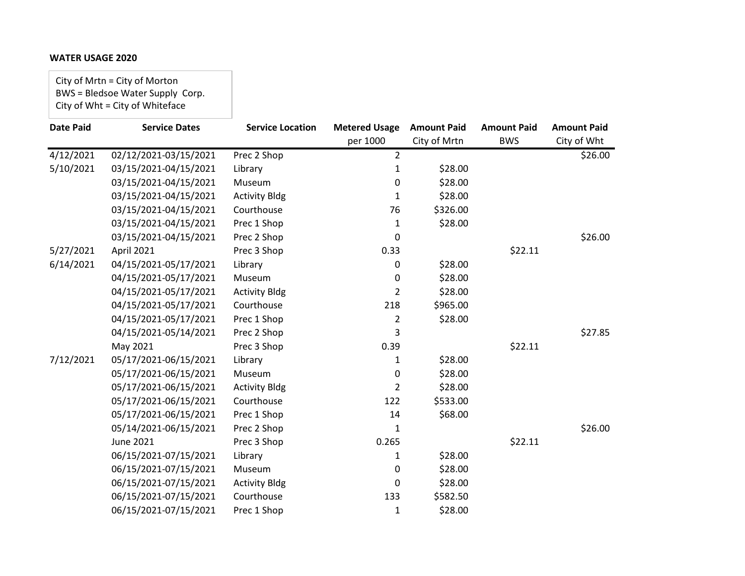**WATER USAGE 2020**

City of Mrtn = City of Morton
BWS = Bledsoe Water Supply Corp.
City of Wht = City of Whiteface

| Date Paid | Service Dates | Service Location | Metered Usage per 1000 | Amount Paid City of Mrtn | Amount Paid BWS | Amount Paid City of Wht |
|---|---|---|---|---|---|---|
| 4/12/2021 | 02/12/2021-03/15/2021 | Prec 2 Shop | 2 | | | $26.00 |
| 5/10/2021 | 03/15/2021-04/15/2021 | Library | 1 | $28.00 | | |
| | 03/15/2021-04/15/2021 | Museum | 0 | $28.00 | | |
| | 03/15/2021-04/15/2021 | Activity Bldg | 1 | $28.00 | | |
| | 03/15/2021-04/15/2021 | Courthouse | 76 | $326.00 | | |
| | 03/15/2021-04/15/2021 | Prec 1 Shop | 1 | $28.00 | | |
| | 03/15/2021-04/15/2021 | Prec 2 Shop | 0 | | | $26.00 |
| 5/27/2021 | April 2021 | Prec 3 Shop | 0.33 | | $22.11 | |
| 6/14/2021 | 04/15/2021-05/17/2021 | Library | 0 | $28.00 | | |
| | 04/15/2021-05/17/2021 | Museum | 0 | $28.00 | | |
| | 04/15/2021-05/17/2021 | Activity Bldg | 2 | $28.00 | | |
| | 04/15/2021-05/17/2021 | Courthouse | 218 | $965.00 | | |
| | 04/15/2021-05/17/2021 | Prec 1 Shop | 2 | $28.00 | | |
| | 04/15/2021-05/14/2021 | Prec 2 Shop | 3 | | | $27.85 |
| | May 2021 | Prec 3 Shop | 0.39 | | $22.11 | |
| 7/12/2021 | 05/17/2021-06/15/2021 | Library | 1 | $28.00 | | |
| | 05/17/2021-06/15/2021 | Museum | 0 | $28.00 | | |
| | 05/17/2021-06/15/2021 | Activity Bldg | 2 | $28.00 | | |
| | 05/17/2021-06/15/2021 | Courthouse | 122 | $533.00 | | |
| | 05/17/2021-06/15/2021 | Prec 1 Shop | 14 | $68.00 | | |
| | 05/14/2021-06/15/2021 | Prec 2 Shop | 1 | | | $26.00 |
| | June 2021 | Prec 3 Shop | 0.265 | | $22.11 | |
| | 06/15/2021-07/15/2021 | Library | 1 | $28.00 | | |
| | 06/15/2021-07/15/2021 | Museum | 0 | $28.00 | | |
| | 06/15/2021-07/15/2021 | Activity Bldg | 0 | $28.00 | | |
| | 06/15/2021-07/15/2021 | Courthouse | 133 | $582.50 | | |
| | 06/15/2021-07/15/2021 | Prec 1 Shop | 1 | $28.00 | | |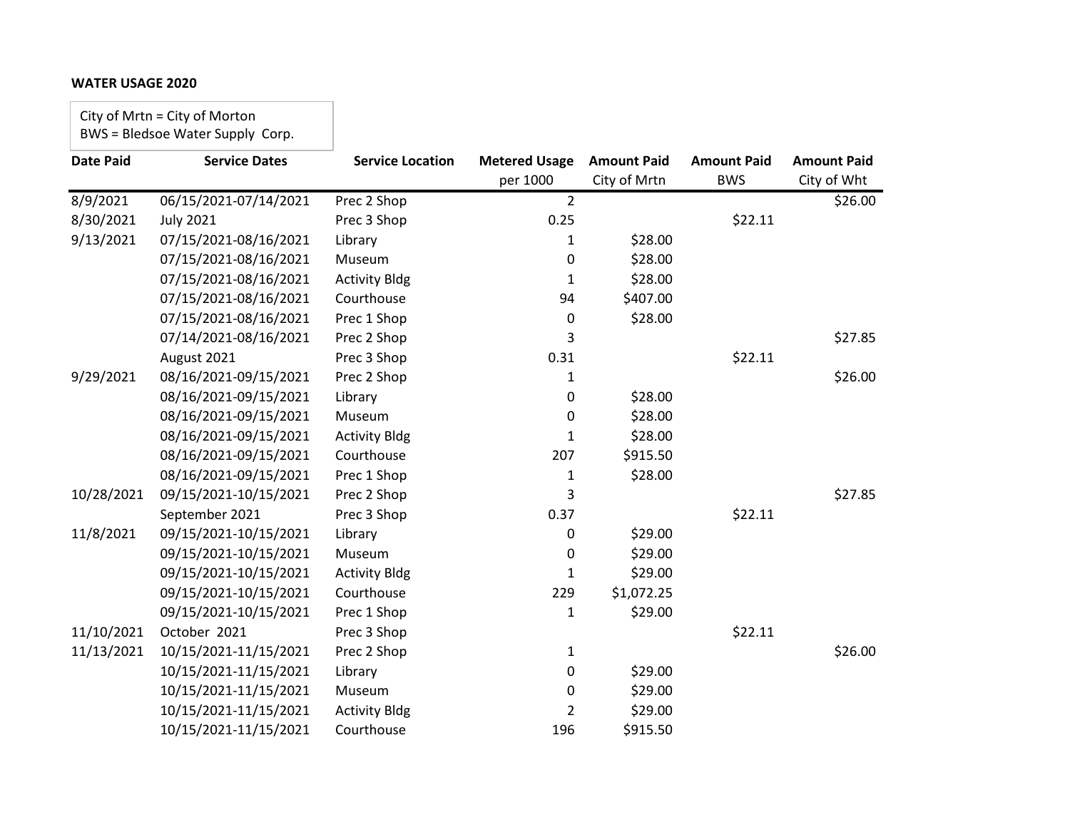**WATER USAGE 2020**

City of Mrtn = City of Morton
BWS = Bledsoe Water Supply Corp.

| Date Paid | Service Dates | Service Location | Metered Usage per 1000 | Amount Paid City of Mrtn | Amount Paid BWS | Amount Paid City of Wht |
|---|---|---|---|---|---|---|
| 8/9/2021 | 06/15/2021-07/14/2021 | Prec 2 Shop | 2 | | | $26.00 |
| 8/30/2021 | July 2021 | Prec 3 Shop | 0.25 | | $22.11 | |
| 9/13/2021 | 07/15/2021-08/16/2021 | Library | 1 | $28.00 | | |
| | 07/15/2021-08/16/2021 | Museum | 0 | $28.00 | | |
| | 07/15/2021-08/16/2021 | Activity Bldg | 1 | $28.00 | | |
| | 07/15/2021-08/16/2021 | Courthouse | 94 | $407.00 | | |
| | 07/15/2021-08/16/2021 | Prec 1 Shop | 0 | $28.00 | | |
| | 07/14/2021-08/16/2021 | Prec 2 Shop | 3 | | | $27.85 |
| | August 2021 | Prec 3 Shop | 0.31 | | $22.11 | |
| 9/29/2021 | 08/16/2021-09/15/2021 | Prec 2 Shop | 1 | | | $26.00 |
| | 08/16/2021-09/15/2021 | Library | 0 | $28.00 | | |
| | 08/16/2021-09/15/2021 | Museum | 0 | $28.00 | | |
| | 08/16/2021-09/15/2021 | Activity Bldg | 1 | $28.00 | | |
| | 08/16/2021-09/15/2021 | Courthouse | 207 | $915.50 | | |
| | 08/16/2021-09/15/2021 | Prec 1 Shop | 1 | $28.00 | | |
| 10/28/2021 | 09/15/2021-10/15/2021 | Prec 2 Shop | 3 | | | $27.85 |
| | September 2021 | Prec 3 Shop | 0.37 | | $22.11 | |
| 11/8/2021 | 09/15/2021-10/15/2021 | Library | 0 | $29.00 | | |
| | 09/15/2021-10/15/2021 | Museum | 0 | $29.00 | | |
| | 09/15/2021-10/15/2021 | Activity Bldg | 1 | $29.00 | | |
| | 09/15/2021-10/15/2021 | Courthouse | 229 | $1,072.25 | | |
| | 09/15/2021-10/15/2021 | Prec 1 Shop | 1 | $29.00 | | |
| 11/10/2021 | October 2021 | Prec 3 Shop | | | $22.11 | |
| 11/13/2021 | 10/15/2021-11/15/2021 | Prec 2 Shop | 1 | | | $26.00 |
| | 10/15/2021-11/15/2021 | Library | 0 | $29.00 | | |
| | 10/15/2021-11/15/2021 | Museum | 0 | $29.00 | | |
| | 10/15/2021-11/15/2021 | Activity Bldg | 2 | $29.00 | | |
| | 10/15/2021-11/15/2021 | Courthouse | 196 | $915.50 | | |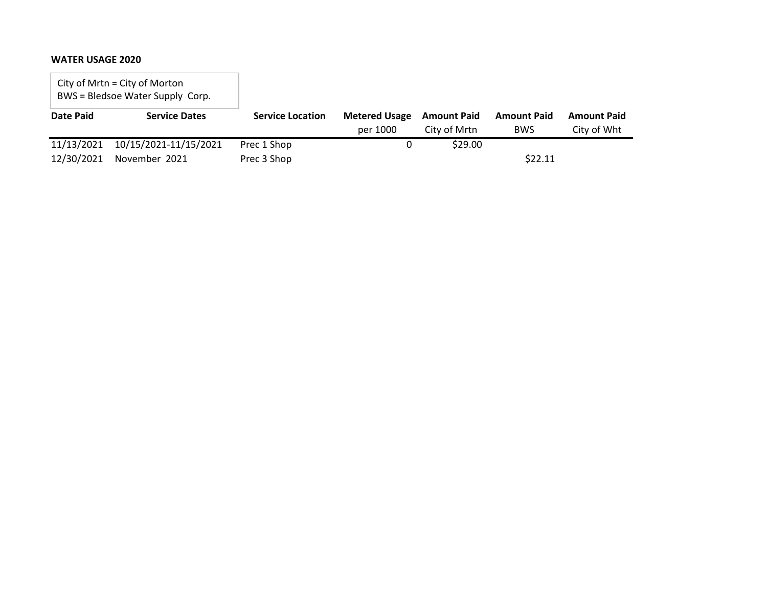**WATER USAGE 2020**

City of Mrtn = City of Morton
BWS = Bledsoe Water Supply Corp.

| Date Paid | Service Dates | Service Location | Metered Usage per 1000 | Amount Paid City of Mrtn | Amount Paid BWS | Amount Paid City of Wht |
|---|---|---|---|---|---|---|
| 11/13/2021 | 10/15/2021-11/15/2021 | Prec 1 Shop | 0 | $29.00 | | |
| 12/30/2021 | November 2021 | Prec 3 Shop | | | $22.11 | |